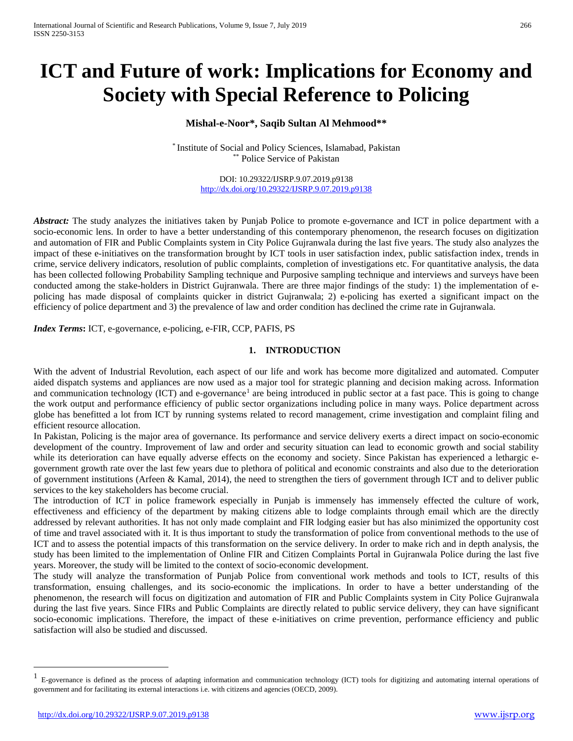# ICT and Future of work: Implications for Economy and Society with Special Reference to Policing

**Mishal-e-Noor\*, Saqib Sultan Al Mehmood\*\***

\* Institute of Social and Policy Sciences, Islamabad, Pakistan
\*\* Police Service of Pakistan

DOI: 10.29322/IJSRP.9.07.2019.p9138
http://dx.doi.org/10.29322/IJSRP.9.07.2019.p9138

***Abstract:*** The study analyzes the initiatives taken by Punjab Police to promote e-governance and ICT in police department with a socio-economic lens. In order to have a better understanding of this contemporary phenomenon, the research focuses on digitization and automation of FIR and Public Complaints system in City Police Gujranwala during the last five years. The study also analyzes the impact of these e-initiatives on the transformation brought by ICT tools in user satisfaction index, public satisfaction index, trends in crime, service delivery indicators, resolution of public complaints, completion of investigations etc. For quantitative analysis, the data has been collected following Probability Sampling technique and Purposive sampling technique and interviews and surveys have been conducted among the stake-holders in District Gujranwala. There are three major findings of the study: 1) the implementation of e-policing has made disposal of complaints quicker in district Gujranwala; 2) e-policing has exerted a significant impact on the efficiency of police department and 3) the prevalence of law and order condition has declined the crime rate in Gujranwala.

***Index Terms*****:** ICT, e-governance, e-policing, e-FIR, CCP, PAFIS, PS

## 1. INTRODUCTION

With the advent of Industrial Revolution, each aspect of our life and work has become more digitalized and automated. Computer aided dispatch systems and appliances are now used as a major tool for strategic planning and decision making across. Information and communication technology (ICT) and e-governance[1] are being introduced in public sector at a fast pace. This is going to change the work output and performance efficiency of public sector organizations including police in many ways. Police department across globe has benefitted a lot from ICT by running systems related to record management, crime investigation and complaint filing and efficient resource allocation.

In Pakistan, Policing is the major area of governance. Its performance and service delivery exerts a direct impact on socio-economic development of the country. Improvement of law and order and security situation can lead to economic growth and social stability while its deterioration can have equally adverse effects on the economy and society. Since Pakistan has experienced a lethargic e-government growth rate over the last few years due to plethora of political and economic constraints and also due to the deterioration of government institutions (Arfeen & Kamal, 2014), the need to strengthen the tiers of government through ICT and to deliver public services to the key stakeholders has become crucial.

The introduction of ICT in police framework especially in Punjab is immensely has immensely effected the culture of work, effectiveness and efficiency of the department by making citizens able to lodge complaints through email which are the directly addressed by relevant authorities. It has not only made complaint and FIR lodging easier but has also minimized the opportunity cost of time and travel associated with it. It is thus important to study the transformation of police from conventional methods to the use of ICT and to assess the potential impacts of this transformation on the service delivery. In order to make rich and in depth analysis, the study has been limited to the implementation of Online FIR and Citizen Complaints Portal in Gujranwala Police during the last five years. Moreover, the study will be limited to the context of socio-economic development.

The study will analyze the transformation of Punjab Police from conventional work methods and tools to ICT, results of this transformation, ensuing challenges, and its socio-economic the implications. In order to have a better understanding of the phenomenon, the research will focus on digitization and automation of FIR and Public Complaints system in City Police Gujranwala during the last five years. Since FIRs and Public Complaints are directly related to public service delivery, they can have significant socio-economic implications. Therefore, the impact of these e-initiatives on crime prevention, performance efficiency and public satisfaction will also be studied and discussed.

---

[1] E-governance is defined as the process of adapting information and communication technology (ICT) tools for digitizing and automating internal operations of government and for facilitating its external interactions i.e. with citizens and agencies (OECD, 2009).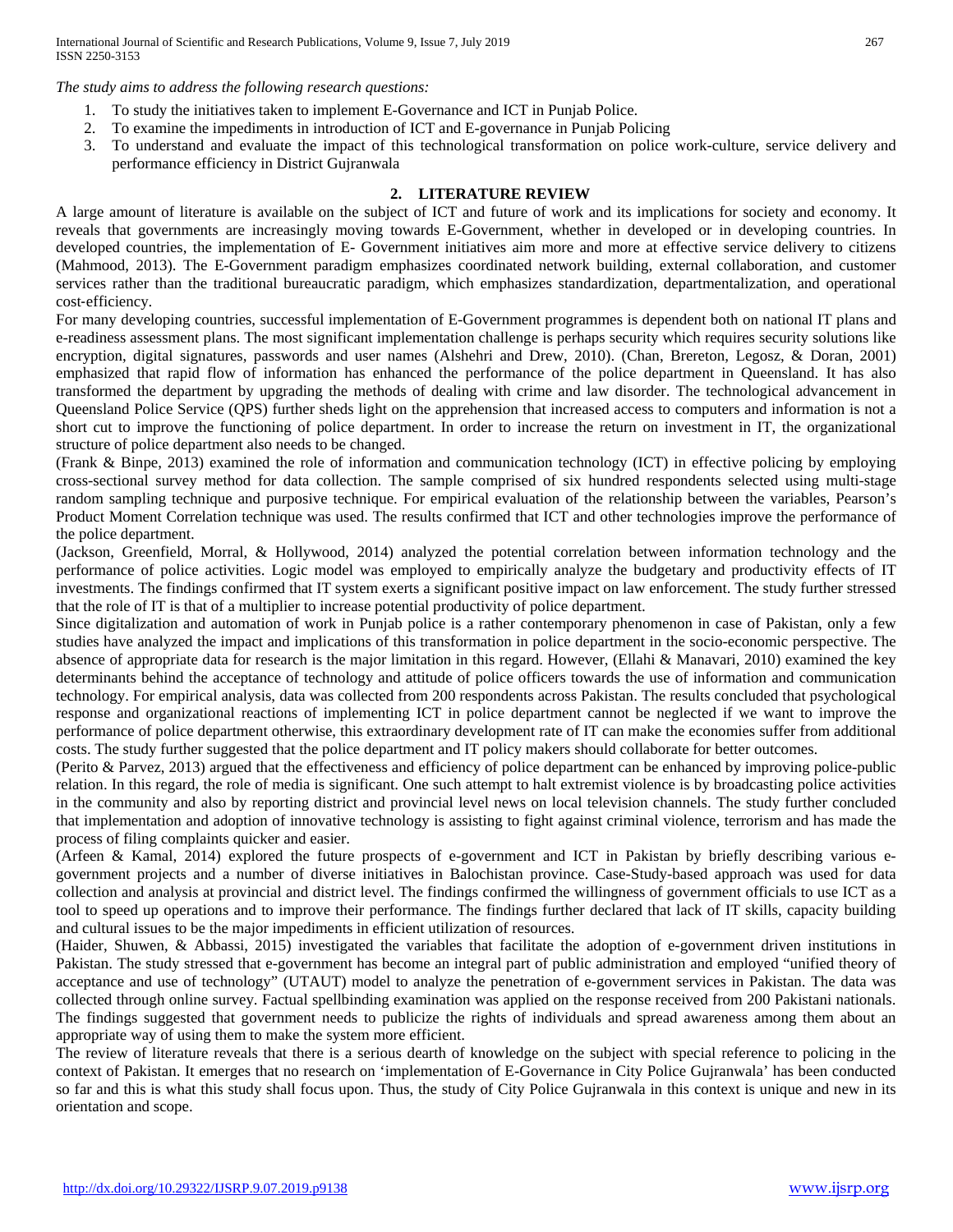*The study aims to address the following research questions:*

1. To study the initiatives taken to implement E-Governance and ICT in Punjab Police.
2. To examine the impediments in introduction of ICT and E-governance in Punjab Policing
3. To understand and evaluate the impact of this technological transformation on police work-culture, service delivery and performance efficiency in District Gujranwala

## 2. LITERATURE REVIEW

A large amount of literature is available on the subject of ICT and future of work and its implications for society and economy. It reveals that governments are increasingly moving towards E-Government, whether in developed or in developing countries. In developed countries, the implementation of E- Government initiatives aim more and more at effective service delivery to citizens (Mahmood, 2013). The E-Government paradigm emphasizes coordinated network building, external collaboration, and customer services rather than the traditional bureaucratic paradigm, which emphasizes standardization, departmentalization, and operational cost-efficiency.

For many developing countries, successful implementation of E-Government programmes is dependent both on national IT plans and e-readiness assessment plans. The most significant implementation challenge is perhaps security which requires security solutions like encryption, digital signatures, passwords and user names (Alshehri and Drew, 2010). (Chan, Brereton, Legosz, & Doran, 2001) emphasized that rapid flow of information has enhanced the performance of the police department in Queensland. It has also transformed the department by upgrading the methods of dealing with crime and law disorder. The technological advancement in Queensland Police Service (QPS) further sheds light on the apprehension that increased access to computers and information is not a short cut to improve the functioning of police department. In order to increase the return on investment in IT, the organizational structure of police department also needs to be changed.

(Frank & Binpe, 2013) examined the role of information and communication technology (ICT) in effective policing by employing cross-sectional survey method for data collection. The sample comprised of six hundred respondents selected using multi-stage random sampling technique and purposive technique. For empirical evaluation of the relationship between the variables, Pearson's Product Moment Correlation technique was used. The results confirmed that ICT and other technologies improve the performance of the police department.

(Jackson, Greenfield, Morral, & Hollywood, 2014) analyzed the potential correlation between information technology and the performance of police activities. Logic model was employed to empirically analyze the budgetary and productivity effects of IT investments. The findings confirmed that IT system exerts a significant positive impact on law enforcement. The study further stressed that the role of IT is that of a multiplier to increase potential productivity of police department.

Since digitalization and automation of work in Punjab police is a rather contemporary phenomenon in case of Pakistan, only a few studies have analyzed the impact and implications of this transformation in police department in the socio-economic perspective. The absence of appropriate data for research is the major limitation in this regard. However, (Ellahi & Manavari, 2010) examined the key determinants behind the acceptance of technology and attitude of police officers towards the use of information and communication technology. For empirical analysis, data was collected from 200 respondents across Pakistan. The results concluded that psychological response and organizational reactions of implementing ICT in police department cannot be neglected if we want to improve the performance of police department otherwise, this extraordinary development rate of IT can make the economies suffer from additional costs. The study further suggested that the police department and IT policy makers should collaborate for better outcomes.

(Perito & Parvez, 2013) argued that the effectiveness and efficiency of police department can be enhanced by improving police-public relation. In this regard, the role of media is significant. One such attempt to halt extremist violence is by broadcasting police activities in the community and also by reporting district and provincial level news on local television channels. The study further concluded that implementation and adoption of innovative technology is assisting to fight against criminal violence, terrorism and has made the process of filing complaints quicker and easier.

(Arfeen & Kamal, 2014) explored the future prospects of e-government and ICT in Pakistan by briefly describing various e-government projects and a number of diverse initiatives in Balochistan province. Case-Study-based approach was used for data collection and analysis at provincial and district level. The findings confirmed the willingness of government officials to use ICT as a tool to speed up operations and to improve their performance. The findings further declared that lack of IT skills, capacity building and cultural issues to be the major impediments in efficient utilization of resources.

(Haider, Shuwen, & Abbassi, 2015) investigated the variables that facilitate the adoption of e-government driven institutions in Pakistan. The study stressed that e-government has become an integral part of public administration and employed "unified theory of acceptance and use of technology" (UTAUT) model to analyze the penetration of e-government services in Pakistan. The data was collected through online survey. Factual spellbinding examination was applied on the response received from 200 Pakistani nationals. The findings suggested that government needs to publicize the rights of individuals and spread awareness among them about an appropriate way of using them to make the system more efficient.

The review of literature reveals that there is a serious dearth of knowledge on the subject with special reference to policing in the context of Pakistan. It emerges that no research on 'implementation of E-Governance in City Police Gujranwala' has been conducted so far and this is what this study shall focus upon. Thus, the study of City Police Gujranwala in this context is unique and new in its orientation and scope.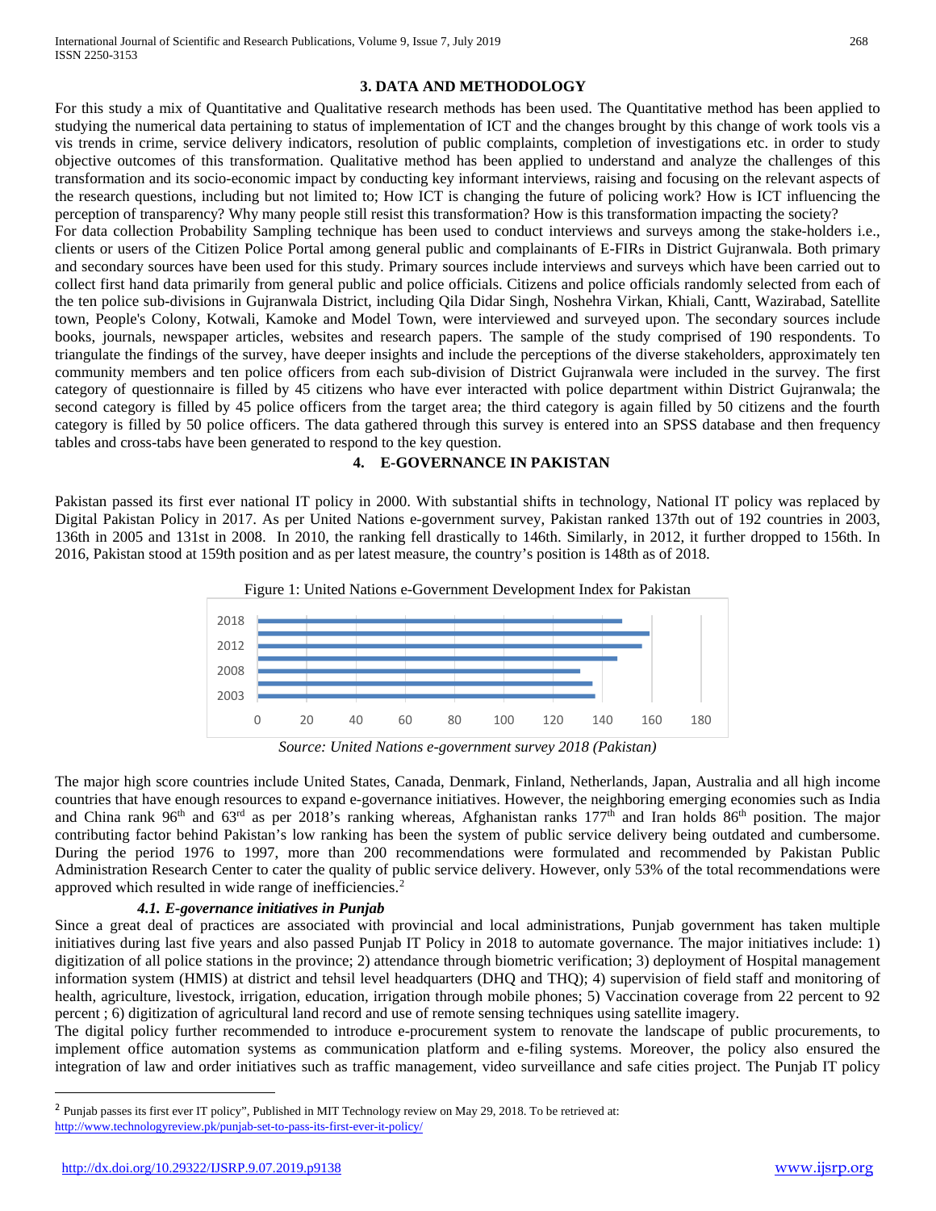## 3. DATA AND METHODOLOGY

For this study a mix of Quantitative and Qualitative research methods has been used. The Quantitative method has been applied to studying the numerical data pertaining to status of implementation of ICT and the changes brought by this change of work tools vis a vis trends in crime, service delivery indicators, resolution of public complaints, completion of investigations etc. in order to study objective outcomes of this transformation. Qualitative method has been applied to understand and analyze the challenges of this transformation and its socio-economic impact by conducting key informant interviews, raising and focusing on the relevant aspects of the research questions, including but not limited to; How ICT is changing the future of policing work? How is ICT influencing the perception of transparency? Why many people still resist this transformation? How is this transformation impacting the society?

For data collection Probability Sampling technique has been used to conduct interviews and surveys among the stake-holders i.e., clients or users of the Citizen Police Portal among general public and complainants of E-FIRs in District Gujranwala. Both primary and secondary sources have been used for this study. Primary sources include interviews and surveys which have been carried out to collect first hand data primarily from general public and police officials. Citizens and police officials randomly selected from each of the ten police sub-divisions in Gujranwala District, including Qila Didar Singh, Noshehra Virkan, Khiali, Cantt, Wazirabad, Satellite town, People's Colony, Kotwali, Kamoke and Model Town, were interviewed and surveyed upon. The secondary sources include books, journals, newspaper articles, websites and research papers. The sample of the study comprised of 190 respondents. To triangulate the findings of the survey, have deeper insights and include the perceptions of the diverse stakeholders, approximately ten community members and ten police officers from each sub-division of District Gujranwala were included in the survey. The first category of questionnaire is filled by 45 citizens who have ever interacted with police department within District Gujranwala; the second category is filled by 45 police officers from the target area; the third category is again filled by 50 citizens and the fourth category is filled by 50 police officers. The data gathered through this survey is entered into an SPSS database and then frequency tables and cross-tabs have been generated to respond to the key question.

## 4. E-GOVERNANCE IN PAKISTAN

Pakistan passed its first ever national IT policy in 2000. With substantial shifts in technology, National IT policy was replaced by Digital Pakistan Policy in 2017. As per United Nations e-government survey, Pakistan ranked 137th out of 192 countries in 2003, 136th in 2005 and 131st in 2008. In 2010, the ranking fell drastically to 146th. Similarly, in 2012, it further dropped to 156th. In 2016, Pakistan stood at 159th position and as per latest measure, the country's position is 148th as of 2018.

Figure 1: United Nations e-Government Development Index for Pakistan

*Source: United Nations e-government survey 2018 (Pakistan)*

The major high score countries include United States, Canada, Denmark, Finland, Netherlands, Japan, Australia and all high income countries that have enough resources to expand e-governance initiatives. However, the neighboring emerging economies such as India and China rank 96th and 63rd as per 2018's ranking whereas, Afghanistan ranks 177th and Iran holds 86th position. The major contributing factor behind Pakistan's low ranking has been the system of public service delivery being outdated and cumbersome. During the period 1976 to 1997, more than 200 recommendations were formulated and recommended by Pakistan Public Administration Research Center to cater the quality of public service delivery. However, only 53% of the total recommendations were approved which resulted in wide range of inefficiencies.[2]

### *4.1. E-governance initiatives in Punjab*

Since a great deal of practices are associated with provincial and local administrations, Punjab government has taken multiple initiatives during last five years and also passed Punjab IT Policy in 2018 to automate governance. The major initiatives include: 1) digitization of all police stations in the province; 2) attendance through biometric verification; 3) deployment of Hospital management information system (HMIS) at district and tehsil level headquarters (DHQ and THQ); 4) supervision of field staff and monitoring of health, agriculture, livestock, irrigation, education, irrigation through mobile phones; 5) Vaccination coverage from 22 percent to 92 percent ; 6) digitization of agricultural land record and use of remote sensing techniques using satellite imagery.

The digital policy further recommended to introduce e-procurement system to renovate the landscape of public procurements, to implement office automation systems as communication platform and e-filing systems. Moreover, the policy also ensured the integration of law and order initiatives such as traffic management, video surveillance and safe cities project. The Punjab IT policy

---

[2] Punjab passes its first ever IT policy", Published in MIT Technology review on May 29, 2018. To be retrieved at: http://www.technologyreview.pk/punjab-set-to-pass-its-first-ever-it-policy/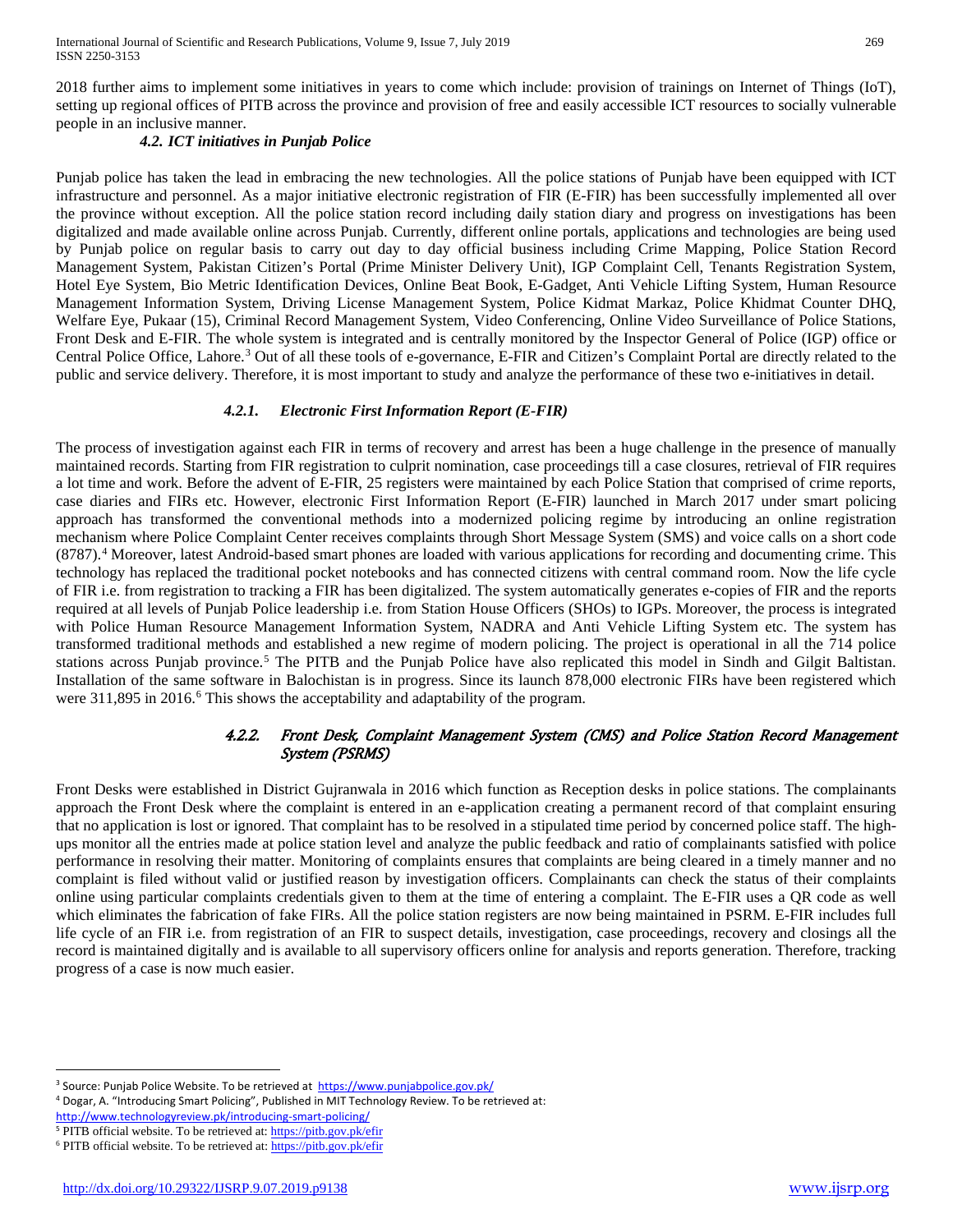2018 further aims to implement some initiatives in years to come which include: provision of trainings on Internet of Things (IoT), setting up regional offices of PITB across the province and provision of free and easily accessible ICT resources to socially vulnerable people in an inclusive manner.

### *4.2. ICT initiatives in Punjab Police*

Punjab police has taken the lead in embracing the new technologies. All the police stations of Punjab have been equipped with ICT infrastructure and personnel. As a major initiative electronic registration of FIR (E-FIR) has been successfully implemented all over the province without exception. All the police station record including daily station diary and progress on investigations has been digitalized and made available online across Punjab. Currently, different online portals, applications and technologies are being used by Punjab police on regular basis to carry out day to day official business including Crime Mapping, Police Station Record Management System, Pakistan Citizen's Portal (Prime Minister Delivery Unit), IGP Complaint Cell, Tenants Registration System, Hotel Eye System, Bio Metric Identification Devices, Online Beat Book, E-Gadget, Anti Vehicle Lifting System, Human Resource Management Information System, Driving License Management System, Police Kidmat Markaz, Police Khidmat Counter DHQ, Welfare Eye, Pukaar (15), Criminal Record Management System, Video Conferencing, Online Video Surveillance of Police Stations, Front Desk and E-FIR. The whole system is integrated and is centrally monitored by the Inspector General of Police (IGP) office or Central Police Office, Lahore.[3] Out of all these tools of e-governance, E-FIR and Citizen's Complaint Portal are directly related to the public and service delivery. Therefore, it is most important to study and analyze the performance of these two e-initiatives in detail.

#### *4.2.1. Electronic First Information Report (E-FIR)*

The process of investigation against each FIR in terms of recovery and arrest has been a huge challenge in the presence of manually maintained records. Starting from FIR registration to culprit nomination, case proceedings till a case closures, retrieval of FIR requires a lot time and work. Before the advent of E-FIR, 25 registers were maintained by each Police Station that comprised of crime reports, case diaries and FIRs etc. However, electronic First Information Report (E-FIR) launched in March 2017 under smart policing approach has transformed the conventional methods into a modernized policing regime by introducing an online registration mechanism where Police Complaint Center receives complaints through Short Message System (SMS) and voice calls on a short code (8787).[4] Moreover, latest Android-based smart phones are loaded with various applications for recording and documenting crime. This technology has replaced the traditional pocket notebooks and has connected citizens with central command room. Now the life cycle of FIR i.e. from registration to tracking a FIR has been digitalized. The system automatically generates e-copies of FIR and the reports required at all levels of Punjab Police leadership i.e. from Station House Officers (SHOs) to IGPs. Moreover, the process is integrated with Police Human Resource Management Information System, NADRA and Anti Vehicle Lifting System etc. The system has transformed traditional methods and established a new regime of modern policing. The project is operational in all the 714 police stations across Punjab province.[5] The PITB and the Punjab Police have also replicated this model in Sindh and Gilgit Baltistan. Installation of the same software in Balochistan is in progress. Since its launch 878,000 electronic FIRs have been registered which were 311,895 in 2016.[6] This shows the acceptability and adaptability of the program.

#### *4.2.2. Front Desk, Complaint Management System (CMS) and Police Station Record Management System (PSRMS)*

Front Desks were established in District Gujranwala in 2016 which function as Reception desks in police stations. The complainants approach the Front Desk where the complaint is entered in an e-application creating a permanent record of that complaint ensuring that no application is lost or ignored. That complaint has to be resolved in a stipulated time period by concerned police staff. The high-ups monitor all the entries made at police station level and analyze the public feedback and ratio of complainants satisfied with police performance in resolving their matter. Monitoring of complaints ensures that complaints are being cleared in a timely manner and no complaint is filed without valid or justified reason by investigation officers. Complainants can check the status of their complaints online using particular complaints credentials given to them at the time of entering a complaint. The E-FIR uses a QR code as well which eliminates the fabrication of fake FIRs. All the police station registers are now being maintained in PSRM. E-FIR includes full life cycle of an FIR i.e. from registration of an FIR to suspect details, investigation, case proceedings, recovery and closings all the record is maintained digitally and is available to all supervisory officers online for analysis and reports generation. Therefore, tracking progress of a case is now much easier.

---

[3] Source: Punjab Police Website. To be retrieved at https://www.punjabpolice.gov.pk/

[4] Dogar, A. "Introducing Smart Policing", Published in MIT Technology Review. To be retrieved at: http://www.technologyreview.pk/introducing-smart-policing/

[5] PITB official website. To be retrieved at: https://pitb.gov.pk/efir

[6] PITB official website. To be retrieved at: https://pitb.gov.pk/efir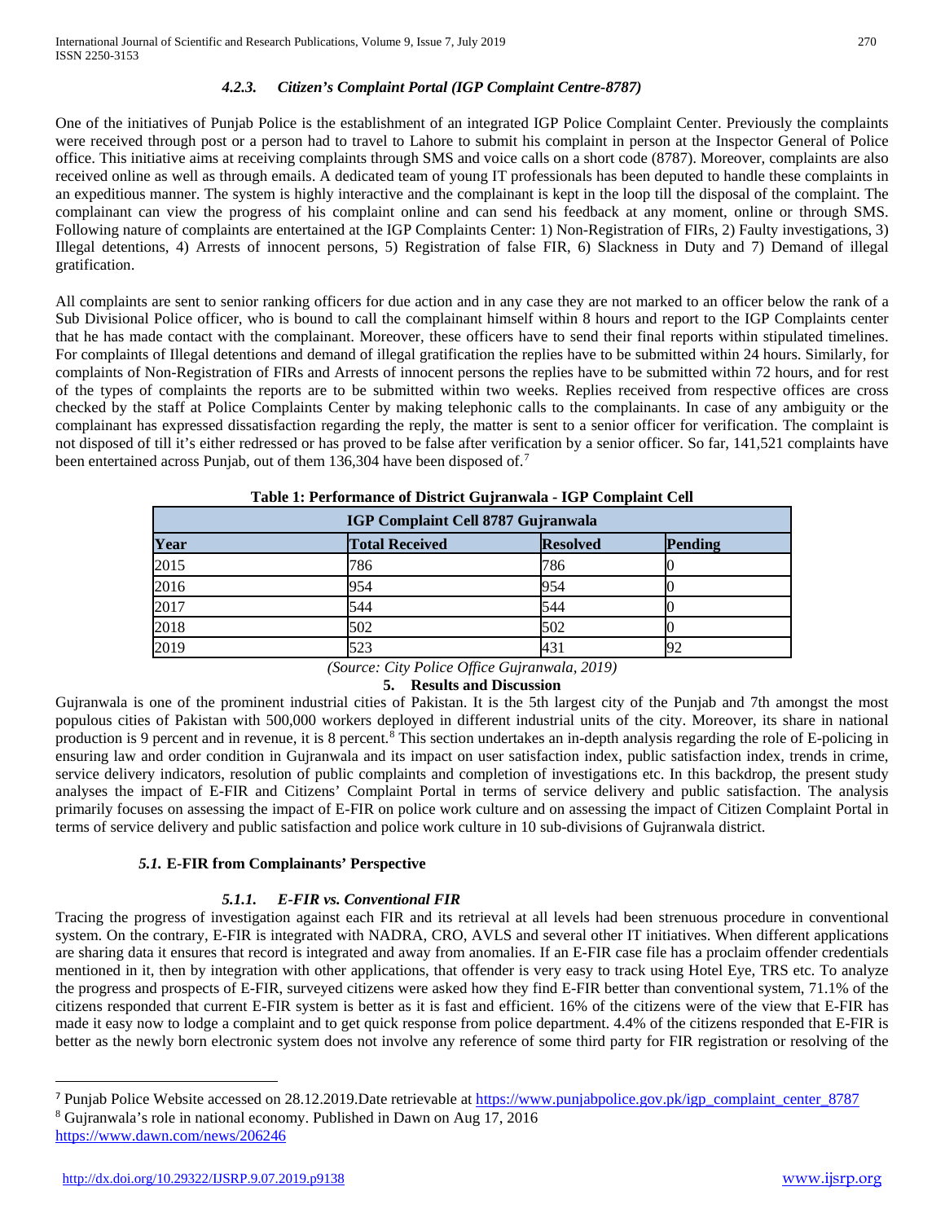#### *4.2.3. Citizen's Complaint Portal (IGP Complaint Centre-8787)*

One of the initiatives of Punjab Police is the establishment of an integrated IGP Police Complaint Center. Previously the complaints were received through post or a person had to travel to Lahore to submit his complaint in person at the Inspector General of Police office. This initiative aims at receiving complaints through SMS and voice calls on a short code (8787). Moreover, complaints are also received online as well as through emails. A dedicated team of young IT professionals has been deputed to handle these complaints in an expeditious manner. The system is highly interactive and the complainant is kept in the loop till the disposal of the complaint. The complainant can view the progress of his complaint online and can send his feedback at any moment, online or through SMS. Following nature of complaints are entertained at the IGP Complaints Center: 1) Non-Registration of FIRs, 2) Faulty investigations, 3) Illegal detentions, 4) Arrests of innocent persons, 5) Registration of false FIR, 6) Slackness in Duty and 7) Demand of illegal gratification.

All complaints are sent to senior ranking officers for due action and in any case they are not marked to an officer below the rank of a Sub Divisional Police officer, who is bound to call the complainant himself within 8 hours and report to the IGP Complaints center that he has made contact with the complainant. Moreover, these officers have to send their final reports within stipulated timelines. For complaints of Illegal detentions and demand of illegal gratification the replies have to be submitted within 24 hours. Similarly, for complaints of Non-Registration of FIRs and Arrests of innocent persons the replies have to be submitted within 72 hours, and for rest of the types of complaints the reports are to be submitted within two weeks. Replies received from respective offices are cross checked by the staff at Police Complaints Center by making telephonic calls to the complainants. In case of any ambiguity or the complainant has expressed dissatisfaction regarding the reply, the matter is sent to a senior officer for verification. The complaint is not disposed of till it's either redressed or has proved to be false after verification by a senior officer. So far, 141,521 complaints have been entertained across Punjab, out of them 136,304 have been disposed of.[7]

**Table 1: Performance of District Gujranwala - IGP Complaint Cell**

| IGP Complaint Cell 8787 Gujranwala | | | |
|---|---|---|---|
| **Year** | **Total Received** | **Resolved** | **Pending** |
| 2015 | 786 | 786 | 0 |
| 2016 | 954 | 954 | 0 |
| 2017 | 544 | 544 | 0 |
| 2018 | 502 | 502 | 0 |
| 2019 | 523 | 431 | 92 |

*(Source: City Police Office Gujranwala, 2019)*

## 5. Results and Discussion

Gujranwala is one of the prominent industrial cities of Pakistan. It is the 5th largest city of the Punjab and 7th amongst the most populous cities of Pakistan with 500,000 workers deployed in different industrial units of the city. Moreover, its share in national production is 9 percent and in revenue, it is 8 percent.[8] This section undertakes an in-depth analysis regarding the role of E-policing in ensuring law and order condition in Gujranwala and its impact on user satisfaction index, public satisfaction index, trends in crime, service delivery indicators, resolution of public complaints and completion of investigations etc. In this backdrop, the present study analyses the impact of E-FIR and Citizens' Complaint Portal in terms of service delivery and public satisfaction. The analysis primarily focuses on assessing the impact of E-FIR on police work culture and on assessing the impact of Citizen Complaint Portal in terms of service delivery and public satisfaction and police work culture in 10 sub-divisions of Gujranwala district.

### *5.1.* E-FIR from Complainants' Perspective

#### *5.1.1. E-FIR vs. Conventional FIR*

Tracing the progress of investigation against each FIR and its retrieval at all levels had been strenuous procedure in conventional system. On the contrary, E-FIR is integrated with NADRA, CRO, AVLS and several other IT initiatives. When different applications are sharing data it ensures that record is integrated and away from anomalies. If an E-FIR case file has a proclaim offender credentials mentioned in it, then by integration with other applications, that offender is very easy to track using Hotel Eye, TRS etc. To analyze the progress and prospects of E-FIR, surveyed citizens were asked how they find E-FIR better than conventional system, 71.1% of the citizens responded that current E-FIR system is better as it is fast and efficient. 16% of the citizens were of the view that E-FIR has made it easy now to lodge a complaint and to get quick response from police department. 4.4% of the citizens responded that E-FIR is better as the newly born electronic system does not involve any reference of some third party for FIR registration or resolving of the

---

[7] Punjab Police Website accessed on 28.12.2019.Date retrievable at https://www.punjabpolice.gov.pk/igp_complaint_center_8787

[8] Gujranwala's role in national economy. Published in Dawn on Aug 17, 2016 https://www.dawn.com/news/206246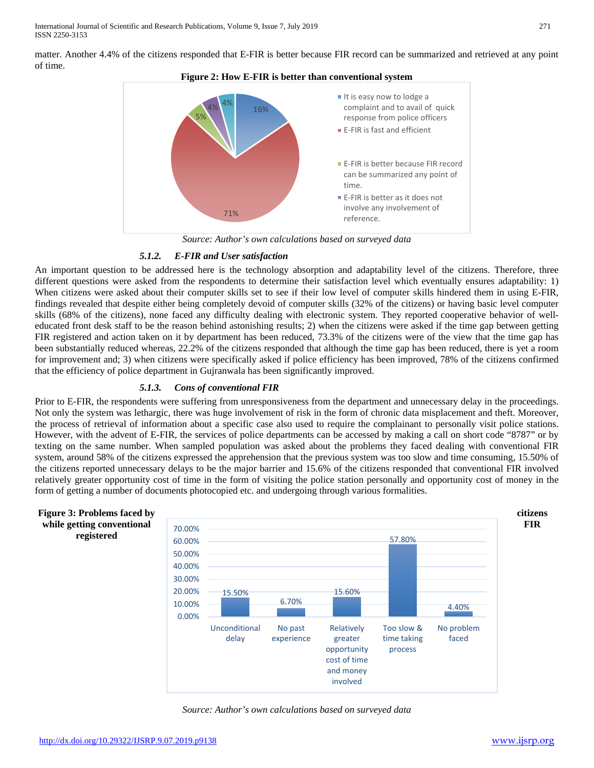matter. Another 4.4% of the citizens responded that E-FIR is better because FIR record can be summarized and retrieved at any point of time.

**Figure 2: How E-FIR is better than conventional system**

*Source: Author's own calculations based on surveyed data*

#### *5.1.2. E-FIR and User satisfaction*

An important question to be addressed here is the technology absorption and adaptability level of the citizens. Therefore, three different questions were asked from the respondents to determine their satisfaction level which eventually ensures adaptability: 1) When citizens were asked about their computer skills set to see if their low level of computer skills hindered them in using E-FIR, findings revealed that despite either being completely devoid of computer skills (32% of the citizens) or having basic level computer skills (68% of the citizens), none faced any difficulty dealing with electronic system. They reported cooperative behavior of well-educated front desk staff to be the reason behind astonishing results; 2) when the citizens were asked if the time gap between getting FIR registered and action taken on it by department has been reduced, 73.3% of the citizens were of the view that the time gap has been substantially reduced whereas, 22.2% of the citizens responded that although the time gap has been reduced, there is yet a room for improvement and; 3) when citizens were specifically asked if police efficiency has been improved, 78% of the citizens confirmed that the efficiency of police department in Gujranwala has been significantly improved.

#### *5.1.3. Cons of conventional FIR*

Prior to E-FIR, the respondents were suffering from unresponsiveness from the department and unnecessary delay in the proceedings. Not only the system was lethargic, there was huge involvement of risk in the form of chronic data misplacement and theft. Moreover, the process of retrieval of information about a specific case also used to require the complainant to personally visit police stations. However, with the advent of E-FIR, the services of police departments can be accessed by making a call on short code "8787" or by texting on the same number. When sampled population was asked about the problems they faced dealing with conventional FIR system, around 58% of the citizens expressed the apprehension that the previous system was too slow and time consuming, 15.50% of the citizens reported unnecessary delays to be the major barrier and 15.6% of the citizens responded that conventional FIR involved relatively greater opportunity cost of time in the form of visiting the police station personally and opportunity cost of money in the form of getting a number of documents photocopied etc. and undergoing through various formalities.

**Figure 3: Problems faced by citizens while getting conventional FIR registered**

*Source: Author's own calculations based on surveyed data*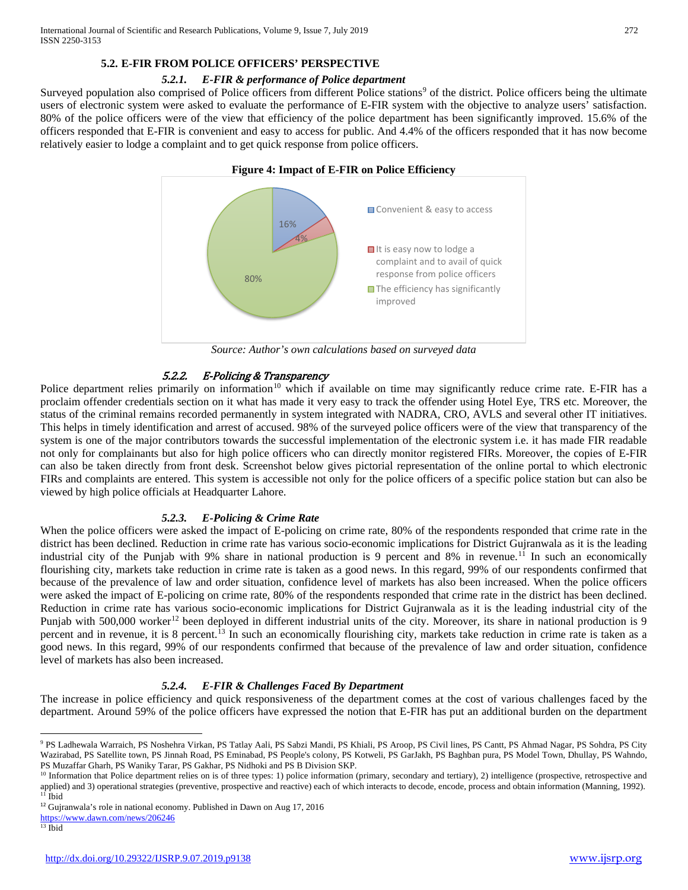### 5.2. E-FIR FROM POLICE OFFICERS' PERSPECTIVE

#### *5.2.1. E-FIR & performance of Police department*

Surveyed population also comprised of Police officers from different Police stations[9] of the district. Police officers being the ultimate users of electronic system were asked to evaluate the performance of E-FIR system with the objective to analyze users' satisfaction. 80% of the police officers were of the view that efficiency of the police department has been significantly improved. 15.6% of the officers responded that E-FIR is convenient and easy to access for public. And 4.4% of the officers responded that it has now become relatively easier to lodge a complaint and to get quick response from police officers.

**Figure 4: Impact of E-FIR on Police Efficiency**

| Category | Share |
|---|---|
| Convenient & easy to access | 16% |
| It is easy now to lodge a complaint and to avail of quick response from police officers | 4% |
| The efficiency has significantly improved | 80% |

*Source: Author's own calculations based on surveyed data*

#### *5.2.2. E-Policing & Transparency*

Police department relies primarily on information[10] which if available on time may significantly reduce crime rate. E-FIR has a proclaim offender credentials section on it what has made it very easy to track the offender using Hotel Eye, TRS etc. Moreover, the status of the criminal remains recorded permanently in system integrated with NADRA, CRO, AVLS and several other IT initiatives. This helps in timely identification and arrest of accused. 98% of the surveyed police officers were of the view that transparency of the system is one of the major contributors towards the successful implementation of the electronic system i.e. it has made FIR readable not only for complainants but also for high police officers who can directly monitor registered FIRs. Moreover, the copies of E-FIR can also be taken directly from front desk. Screenshot below gives pictorial representation of the online portal to which electronic FIRs and complaints are entered. This system is accessible not only for the police officers of a specific police station but can also be viewed by high police officials at Headquarter Lahore.

#### *5.2.3. E-Policing & Crime Rate*

When the police officers were asked the impact of E-policing on crime rate, 80% of the respondents responded that crime rate in the district has been declined. Reduction in crime rate has various socio-economic implications for District Gujranwala as it is the leading industrial city of the Punjab with 9% share in national production is 9 percent and 8% in revenue.[11] In such an economically flourishing city, markets take reduction in crime rate is taken as a good news. In this regard, 99% of our respondents confirmed that because of the prevalence of law and order situation, confidence level of markets has also been increased. When the police officers were asked the impact of E-policing on crime rate, 80% of the respondents responded that crime rate in the district has been declined. Reduction in crime rate has various socio-economic implications for District Gujranwala as it is the leading industrial city of the Punjab with 500,000 worker[12] been deployed in different industrial units of the city. Moreover, its share in national production is 9 percent and in revenue, it is 8 percent.[13] In such an economically flourishing city, markets take reduction in crime rate is taken as a good news. In this regard, 99% of our respondents confirmed that because of the prevalence of law and order situation, confidence level of markets has also been increased.

#### *5.2.4. E-FIR & Challenges Faced By Department*

The increase in police efficiency and quick responsiveness of the department comes at the cost of various challenges faced by the department. Around 59% of the police officers have expressed the notion that E-FIR has put an additional burden on the department

---

[9] PS Ladhewala Warraich, PS Noshehra Virkan, PS Tatlay Aali, PS Sabzi Mandi, PS Khiali, PS Aroop, PS Civil lines, PS Cantt, PS Ahmad Nagar, PS Sohdra, PS City Wazirabad, PS Satellite town, PS Jinnah Road, PS Eminabad, PS People's colony, PS Kotweli, PS GarJakh, PS Baghban pura, PS Model Town, Dhullay, PS Wahndo, PS Muzaffar Gharh, PS Waniky Tarar, PS Gakhar, PS Nidhoki and PS B Division SKP.

[10] Information that Police department relies on is of three types: 1) police information (primary, secondary and tertiary), 2) intelligence (prospective, retrospective and applied) and 3) operational strategies (preventive, prospective and reactive) each of which interacts to decode, encode, process and obtain information (Manning, 1992).

[11] Ibid

[12] Gujranwala's role in national economy. Published in Dawn on Aug 17, 2016 https://www.dawn.com/news/206246

[13] Ibid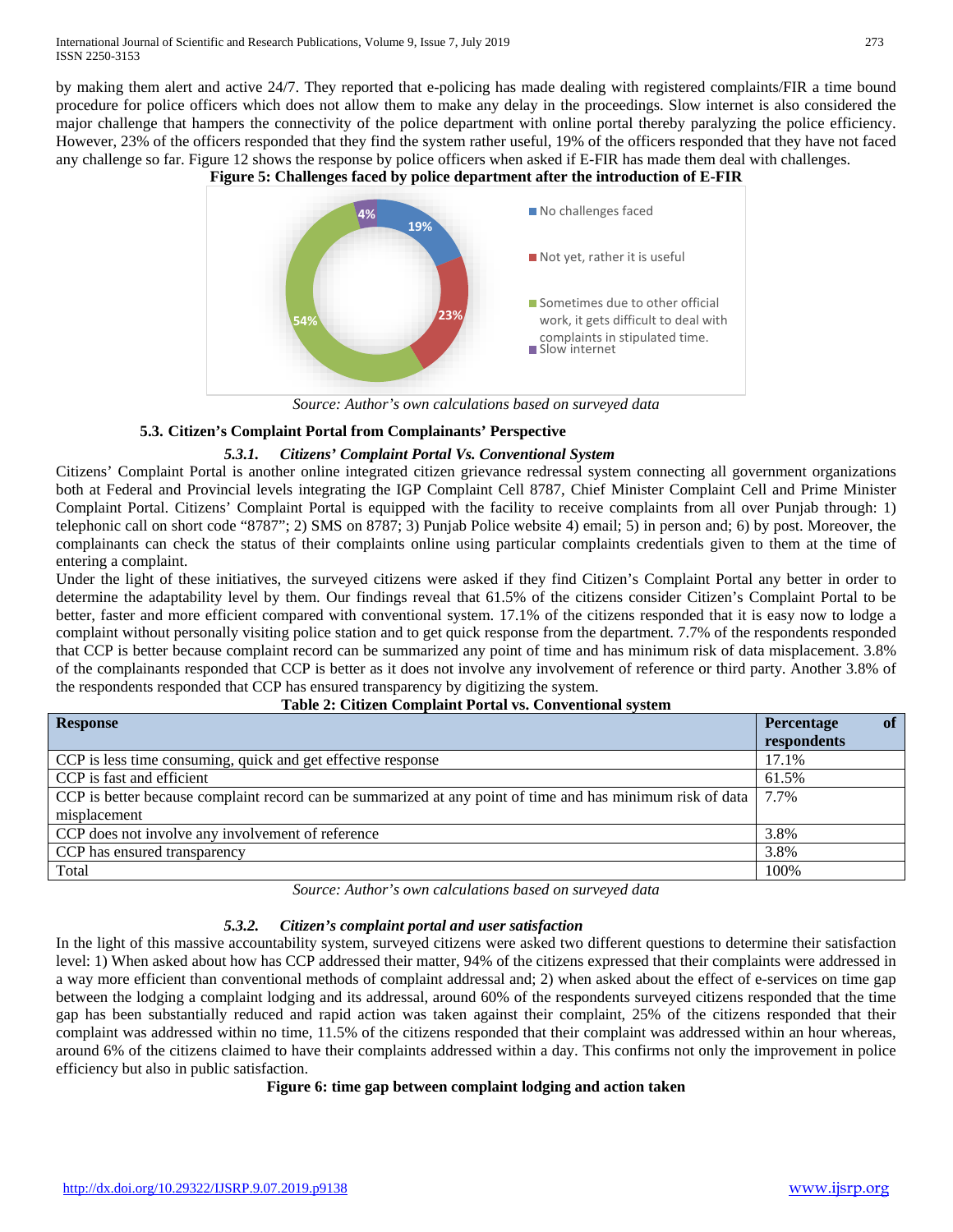by making them alert and active 24/7. They reported that e-policing has made dealing with registered complaints/FIR a time bound procedure for police officers which does not allow them to make any delay in the proceedings. Slow internet is also considered the major challenge that hampers the connectivity of the police department with online portal thereby paralyzing the police efficiency. However, 23% of the officers responded that they find the system rather useful, 19% of the officers responded that they have not faced any challenge so far. Figure 12 shows the response by police officers when asked if E-FIR has made them deal with challenges.

**Figure 5: Challenges faced by police department after the introduction of E-FIR**

- No challenges faced: 19%
- Not yet, rather it is useful: 23%
- Sometimes due to other official work, it gets difficult to deal with complaints in stipulated time.: 54%
- Slow internet: 4%

*Source: Author's own calculations based on surveyed data*

### 5.3. Citizen's Complaint Portal from Complainants' Perspective

#### *5.3.1. Citizens' Complaint Portal Vs. Conventional System*

Citizens' Complaint Portal is another online integrated citizen grievance redressal system connecting all government organizations both at Federal and Provincial levels integrating the IGP Complaint Cell 8787, Chief Minister Complaint Cell and Prime Minister Complaint Portal. Citizens' Complaint Portal is equipped with the facility to receive complaints from all over Punjab through: 1) telephonic call on short code "8787"; 2) SMS on 8787; 3) Punjab Police website 4) email; 5) in person and; 6) by post. Moreover, the complainants can check the status of their complaints online using particular complaints credentials given to them at the time of entering a complaint.

Under the light of these initiatives, the surveyed citizens were asked if they find Citizen's Complaint Portal any better in order to determine the adaptability level by them. Our findings reveal that 61.5% of the citizens consider Citizen's Complaint Portal to be better, faster and more efficient compared with conventional system. 17.1% of the citizens responded that it is easy now to lodge a complaint without personally visiting police station and to get quick response from the department. 7.7% of the respondents responded that CCP is better because complaint record can be summarized any point of time and has minimum risk of data misplacement. 3.8% of the complainants responded that CCP is better as it does not involve any involvement of reference or third party. Another 3.8% of the respondents responded that CCP has ensured transparency by digitizing the system.

**Table 2: Citizen Complaint Portal vs. Conventional system**

| Response | Percentage of respondents |
|---|---|
| CCP is less time consuming, quick and get effective response | 17.1% |
| CCP is fast and efficient | 61.5% |
| CCP is better because complaint record can be summarized at any point of time and has minimum risk of data misplacement | 7.7% |
| CCP does not involve any involvement of reference | 3.8% |
| CCP has ensured transparency | 3.8% |
| Total | 100% |

*Source: Author's own calculations based on surveyed data*

#### *5.3.2. Citizen's complaint portal and user satisfaction*

In the light of this massive accountability system, surveyed citizens were asked two different questions to determine their satisfaction level: 1) When asked about how has CCP addressed their matter, 94% of the citizens expressed that their complaints were addressed in a way more efficient than conventional methods of complaint addressal and; 2) when asked about the effect of e-services on time gap between the lodging a complaint lodging and its addressal, around 60% of the respondents surveyed citizens responded that the time gap has been substantially reduced and rapid action was taken against their complaint, 25% of the citizens responded that their complaint was addressed within no time, 11.5% of the citizens responded that their complaint was addressed within an hour whereas, around 6% of the citizens claimed to have their complaints addressed within a day. This confirms not only the improvement in police efficiency but also in public satisfaction.

**Figure 6: time gap between complaint lodging and action taken**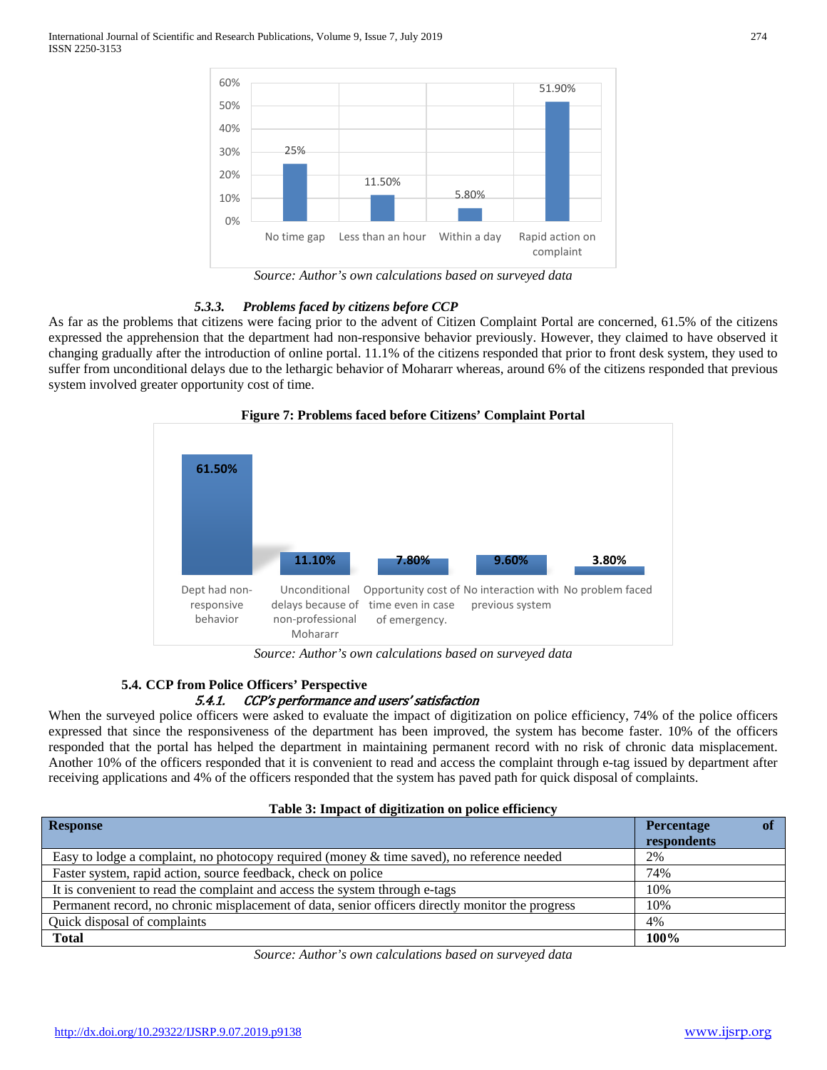Source: Author's own calculations based on surveyed data

*5.3.3. Problems faced by citizens before CCP*

As far as the problems that citizens were facing prior to the advent of Citizen Complaint Portal are concerned, 61.5% of the citizens expressed the apprehension that the department had non-responsive behavior previously. However, they claimed to have observed it changing gradually after the introduction of online portal. 11.1% of the citizens responded that prior to front desk system, they used to suffer from unconditional delays due to the lethargic behavior of Mohararr whereas, around 6% of the citizens responded that previous system involved greater opportunity cost of time.

**Figure 7: Problems faced before Citizens' Complaint Portal**

*Source: Author's own calculations based on surveyed data*

### 5.4. CCP from Police Officers' Perspective

*5.4.1. CCP's performance and users' satisfaction*

When the surveyed police officers were asked to evaluate the impact of digitization on police efficiency, 74% of the police officers expressed that since the responsiveness of the department has been improved, the system has become faster. 10% of the officers responded that the portal has helped the department in maintaining permanent record with no risk of chronic data misplacement. Another 10% of the officers responded that it is convenient to read and access the complaint through e-tag issued by department after receiving applications and 4% of the officers responded that the system has paved path for quick disposal of complaints.

**Table 3: Impact of digitization on police efficiency**

| Response | Percentage of respondents |
|---|---|
| Easy to lodge a complaint, no photocopy required (money & time saved), no reference needed | 2% |
| Faster system, rapid action, source feedback, check on police | 74% |
| It is convenient to read the complaint and access the system through e-tags | 10% |
| Permanent record, no chronic misplacement of data, senior officers directly monitor the progress | 10% |
| Quick disposal of complaints | 4% |
| **Total** | **100%** |

*Source: Author's own calculations based on surveyed data*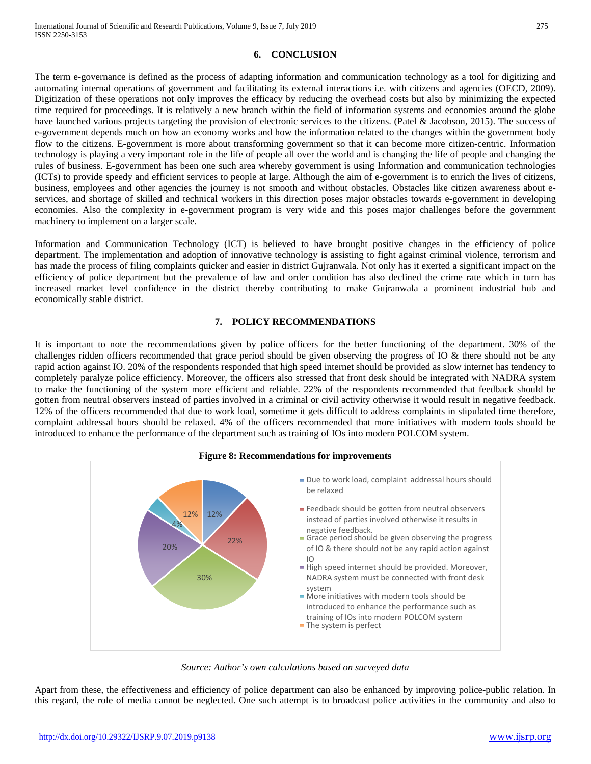## 6. CONCLUSION

The term e-governance is defined as the process of adapting information and communication technology as a tool for digitizing and automating internal operations of government and facilitating its external interactions i.e. with citizens and agencies (OECD, 2009). Digitization of these operations not only improves the efficacy by reducing the overhead costs but also by minimizing the expected time required for proceedings. It is relatively a new branch within the field of information systems and economies around the globe have launched various projects targeting the provision of electronic services to the citizens. (Patel & Jacobson, 2015). The success of e-government depends much on how an economy works and how the information related to the changes within the government body flow to the citizens. E-government is more about transforming government so that it can become more citizen-centric. Information technology is playing a very important role in the life of people all over the world and is changing the life of people and changing the rules of business. E-government has been one such area whereby government is using Information and communication technologies (ICTs) to provide speedy and efficient services to people at large. Although the aim of e-government is to enrich the lives of citizens, business, employees and other agencies the journey is not smooth and without obstacles. Obstacles like citizen awareness about e-services, and shortage of skilled and technical workers in this direction poses major obstacles towards e-government in developing economies. Also the complexity in e-government program is very wide and this poses major challenges before the government machinery to implement on a larger scale.

Information and Communication Technology (ICT) is believed to have brought positive changes in the efficiency of police department. The implementation and adoption of innovative technology is assisting to fight against criminal violence, terrorism and has made the process of filing complaints quicker and easier in district Gujranwala. Not only has it exerted a significant impact on the efficiency of police department but the prevalence of law and order condition has also declined the crime rate which in turn has increased market level confidence in the district thereby contributing to make Gujranwala a prominent industrial hub and economically stable district.

## 7. POLICY RECOMMENDATIONS

It is important to note the recommendations given by police officers for the better functioning of the department. 30% of the challenges ridden officers recommended that grace period should be given observing the progress of IO & there should not be any rapid action against IO. 20% of the respondents responded that high speed internet should be provided as slow internet has tendency to completely paralyze police efficiency. Moreover, the officers also stressed that front desk should be integrated with NADRA system to make the functioning of the system more efficient and reliable. 22% of the respondents recommended that feedback should be gotten from neutral observers instead of parties involved in a criminal or civil activity otherwise it would result in negative feedback. 12% of the officers recommended that due to work load, sometime it gets difficult to address complaints in stipulated time therefore, complaint addressal hours should be relaxed. 4% of the officers recommended that more initiatives with modern tools should be introduced to enhance the performance of the department such as training of IOs into modern POLCOM system.

**Figure 8: Recommendations for improvements**

| Recommendation | Percentage |
|---|---|
| Due to work load, complaint addressal hours should be relaxed | 12% |
| Feedback should be gotten from neutral observers instead of parties involved otherwise it results in negative feedback. | 22% |
| Grace period should be given observing the progress of IO & there should not be any rapid action against IO | 30% |
| High speed internet should be provided. Moreover, NADRA system must be connected with front desk system | 20% |
| More initiatives with modern tools should be introduced to enhance the performance such as training of IOs into modern POLCOM system | 4% |
| The system is perfect | 12% |

*Source: Author's own calculations based on surveyed data*

Apart from these, the effectiveness and efficiency of police department can also be enhanced by improving police-public relation. In this regard, the role of media cannot be neglected. One such attempt is to broadcast police activities in the community and also to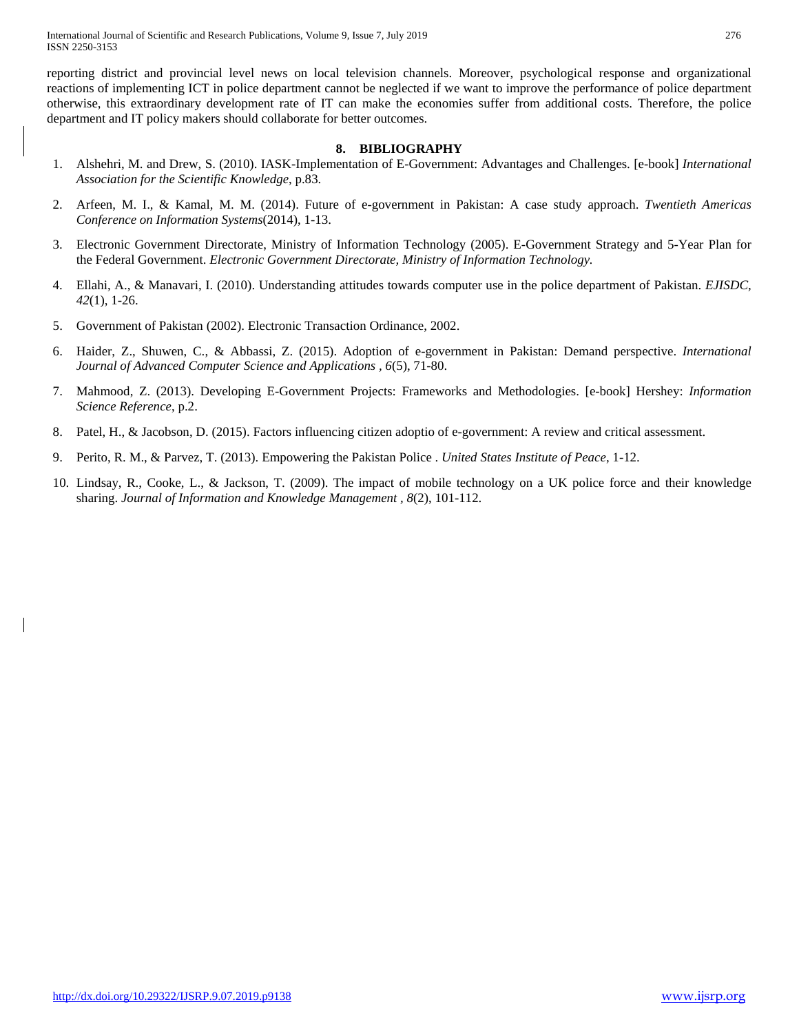reporting district and provincial level news on local television channels. Moreover, psychological response and organizational reactions of implementing ICT in police department cannot be neglected if we want to improve the performance of police department otherwise, this extraordinary development rate of IT can make the economies suffer from additional costs. Therefore, the police department and IT policy makers should collaborate for better outcomes.

## 8. BIBLIOGRAPHY

1. Alshehri, M. and Drew, S. (2010). IASK-Implementation of E-Government: Advantages and Challenges. [e-book] *International Association for the Scientific Knowledge*, p.83.
2. Arfeen, M. I., & Kamal, M. M. (2014). Future of e-government in Pakistan: A case study approach. *Twentieth Americas Conference on Information Systems*(2014), 1-13.
3. Electronic Government Directorate, Ministry of Information Technology (2005). E-Government Strategy and 5-Year Plan for the Federal Government. *Electronic Government Directorate, Ministry of Information Technology.*
4. Ellahi, A., & Manavari, I. (2010). Understanding attitudes towards computer use in the police department of Pakistan. *EJISDC, 42*(1), 1-26.
5. Government of Pakistan (2002). Electronic Transaction Ordinance, 2002.
6. Haider, Z., Shuwen, C., & Abbassi, Z. (2015). Adoption of e-government in Pakistan: Demand perspective. *International Journal of Advanced Computer Science and Applications , 6*(5), 71-80.
7. Mahmood, Z. (2013). Developing E-Government Projects: Frameworks and Methodologies. [e-book] Hershey: *Information Science Reference*, p.2.
8. Patel, H., & Jacobson, D. (2015). Factors influencing citizen adoptio of e-government: A review and critical assessment.
9. Perito, R. M., & Parvez, T. (2013). Empowering the Pakistan Police . *United States Institute of Peace*, 1-12.
10. Lindsay, R., Cooke, L., & Jackson, T. (2009). The impact of mobile technology on a UK police force and their knowledge sharing. *Journal of Information and Knowledge Management , 8*(2), 101-112.

http://dx.doi.org/10.29322/IJSRP.9.07.2019.p9138 www.ijsrp.org